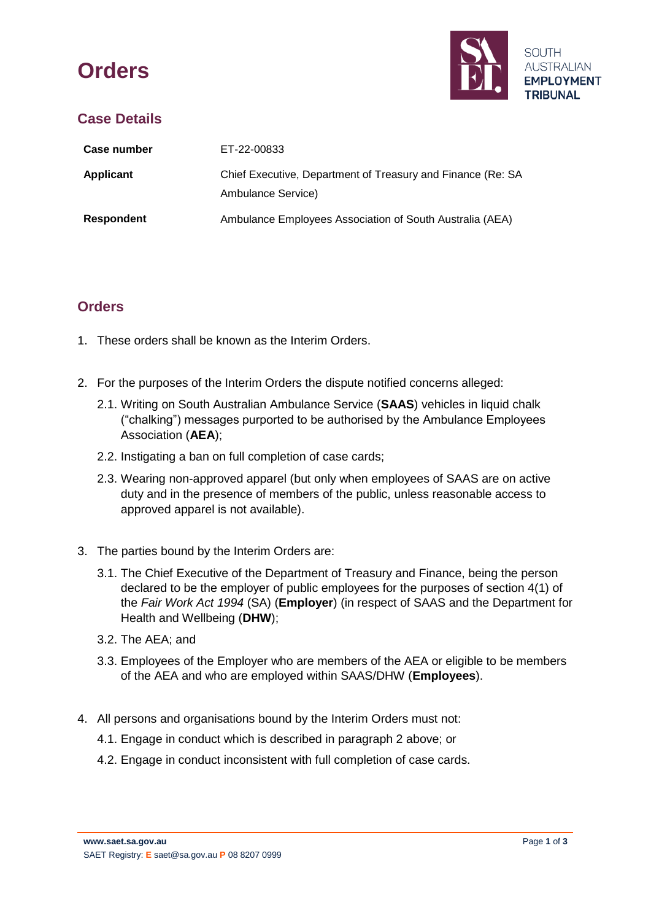# Orders

SOUTH AUSTRALIAN EMPLOYMENT TRIBUNAL

## Case Details

| | |
|---|---|
| **Case number** | ET-22-00833 |
| **Applicant** | Chief Executive, Department of Treasury and Finance (Re: SA Ambulance Service) |
| **Respondent** | Ambulance Employees Association of South Australia (AEA) |

## Orders

1. These orders shall be known as the Interim Orders.

2. For the purposes of the Interim Orders the dispute notified concerns alleged:

   2.1. Writing on South Australian Ambulance Service (**SAAS**) vehicles in liquid chalk ("chalking") messages purported to be authorised by the Ambulance Employees Association (**AEA**);

   2.2. Instigating a ban on full completion of case cards;

   2.3. Wearing non-approved apparel (but only when employees of SAAS are on active duty and in the presence of members of the public, unless reasonable access to approved apparel is not available).

3. The parties bound by the Interim Orders are:

   3.1. The Chief Executive of the Department of Treasury and Finance, being the person declared to be the employer of public employees for the purposes of section 4(1) of the *Fair Work Act 1994* (SA) (**Employer**) (in respect of SAAS and the Department for Health and Wellbeing (**DHW**);

   3.2. The AEA; and

   3.3. Employees of the Employer who are members of the AEA or eligible to be members of the AEA and who are employed within SAAS/DHW (**Employees**).

4. All persons and organisations bound by the Interim Orders must not:

   4.1. Engage in conduct which is described in paragraph 2 above; or

   4.2. Engage in conduct inconsistent with full completion of case cards.

**www.saet.sa.gov.au**
SAET Registry: **E** saet@sa.gov.au **P** 08 8207 0999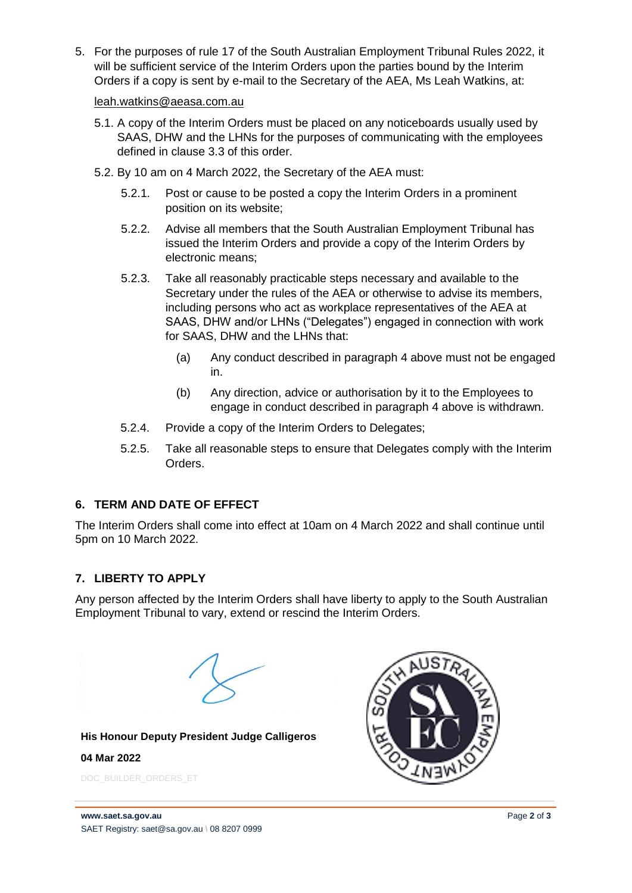5. For the purposes of rule 17 of the South Australian Employment Tribunal Rules 2022, it will be sufficient service of the Interim Orders upon the parties bound by the Interim Orders if a copy is sent by e-mail to the Secretary of the AEA, Ms Leah Watkins, at:

   leah.watkins@aeasa.com.au

   5.1. A copy of the Interim Orders must be placed on any noticeboards usually used by SAAS, DHW and the LHNs for the purposes of communicating with the employees defined in clause 3.3 of this order.

   5.2. By 10 am on 4 March 2022, the Secretary of the AEA must:

   5.2.1. Post or cause to be posted a copy the Interim Orders in a prominent position on its website;

   5.2.2. Advise all members that the South Australian Employment Tribunal has issued the Interim Orders and provide a copy of the Interim Orders by electronic means;

   5.2.3. Take all reasonably practicable steps necessary and available to the Secretary under the rules of the AEA or otherwise to advise its members, including persons who act as workplace representatives of the AEA at SAAS, DHW and/or LHNs ("Delegates") engaged in connection with work for SAAS, DHW and the LHNs that:

   (a) Any conduct described in paragraph 4 above must not be engaged in.

   (b) Any direction, advice or authorisation by it to the Employees to engage in conduct described in paragraph 4 above is withdrawn.

   5.2.4. Provide a copy of the Interim Orders to Delegates;

   5.2.5. Take all reasonable steps to ensure that Delegates comply with the Interim Orders.

## 6. TERM AND DATE OF EFFECT

The Interim Orders shall come into effect at 10am on 4 March 2022 and shall continue until 5pm on 10 March 2022.

## 7. LIBERTY TO APPLY

Any person affected by the Interim Orders shall have liberty to apply to the South Australian Employment Tribunal to vary, extend or rescind the Interim Orders.

**His Honour Deputy President Judge Calligeros**

**04 Mar 2022**

DOC_BUILDER_ORDERS_ET

**www.saet.sa.gov.au**
SAET Registry: saet@sa.gov.au \ 08 8207 0999